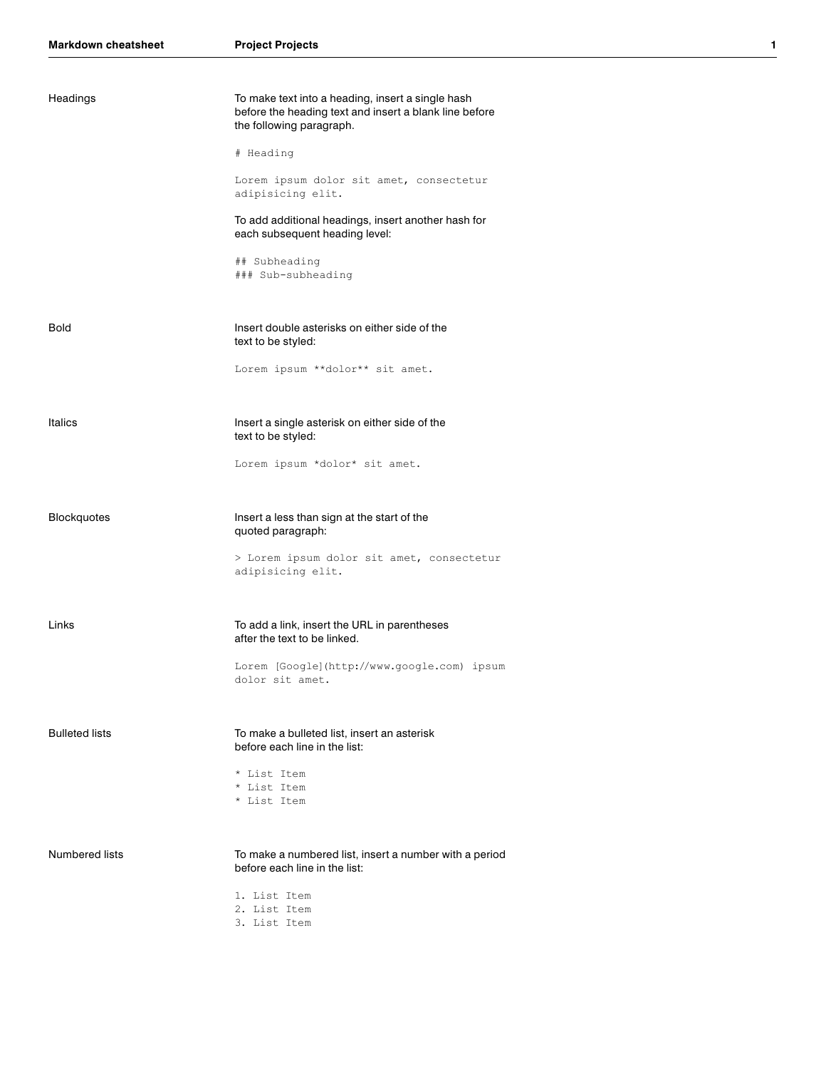## Headings

To make text into a heading, insert a single hash before the heading text and insert a blank line before the following paragraph.

```
# Heading

Lorem ipsum dolor sit amet, consectetur
adipisicing elit.
```

To add additional headings, insert another hash for each subsequent heading level:

```
## Subheading
### Sub-subheading
```

## Bold

Insert double asterisks on either side of the text to be styled:

```
Lorem ipsum **dolor** sit amet.
```

## Italics

Insert a single asterisk on either side of the text to be styled:

```
Lorem ipsum *dolor* sit amet.
```

## Blockquotes

Insert a less than sign at the start of the quoted paragraph:

```
> Lorem ipsum dolor sit amet, consectetur
adipisicing elit.
```

## Links

To add a link, insert the URL in parentheses after the text to be linked.

```
Lorem [Google](http://www.google.com) ipsum
dolor sit amet.
```

## Bulleted lists

To make a bulleted list, insert an asterisk before each line in the list:

```
* List Item
* List Item
* List Item
```

## Numbered lists

To make a numbered list, insert a number with a period before each line in the list:

```
1. List Item
2. List Item
3. List Item
```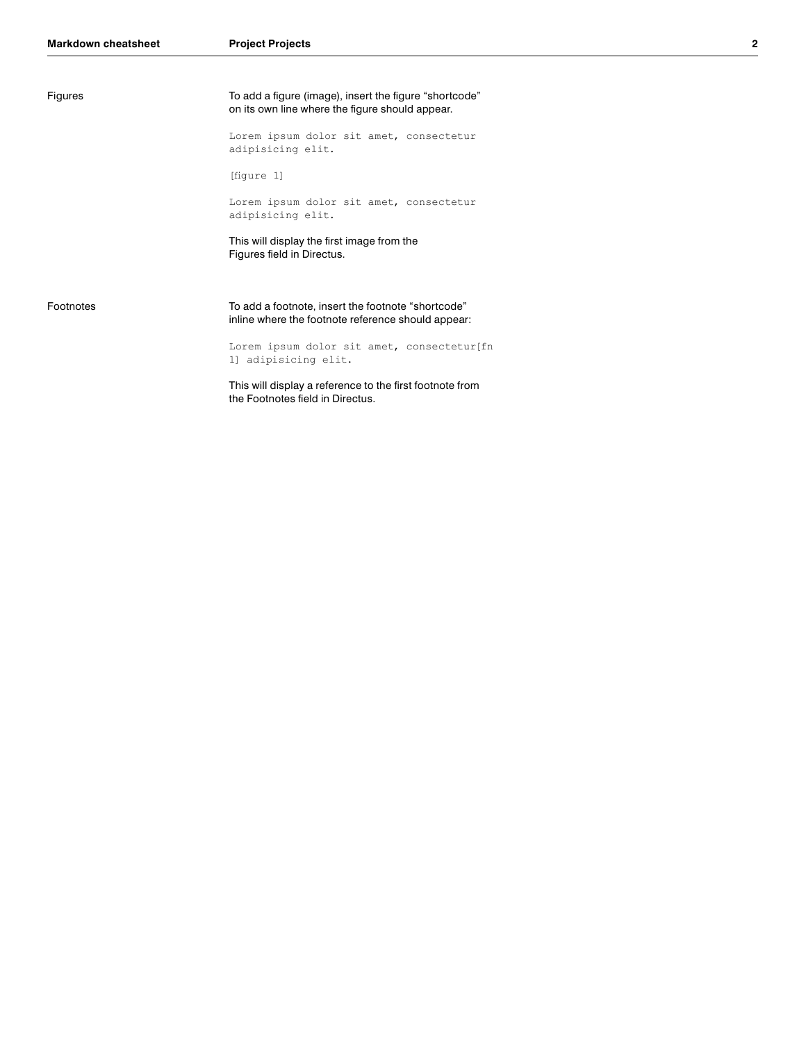## Figures

To add a figure (image), insert the figure "shortcode" on its own line where the figure should appear.

```
Lorem ipsum dolor sit amet, consectetur
adipisicing elit.

[figure 1]

Lorem ipsum dolor sit amet, consectetur
adipisicing elit.
```

This will display the first image from the Figures field in Directus.

## Footnotes

To add a footnote, insert the footnote "shortcode" inline where the footnote reference should appear:

```
Lorem ipsum dolor sit amet, consectetur[fn
1] adipisicing elit.
```

This will display a reference to the first footnote from the Footnotes field in Directus.